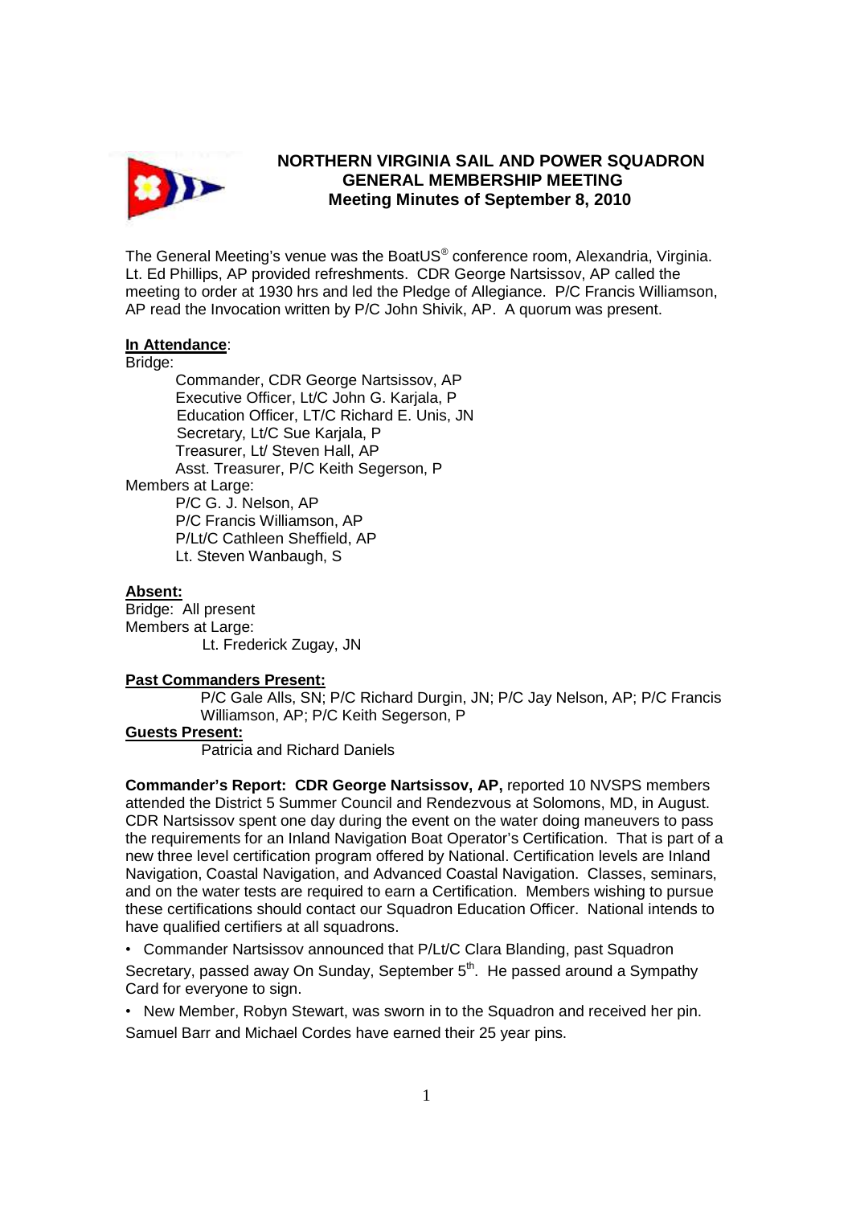# NORTHERN VIRGINIA SAIL AND POWER SQUADRON
## GENERAL MEMBERSHIP MEETING
### Meeting Minutes of September 8, 2010

The General Meeting's venue was the BoatUS® conference room, Alexandria, Virginia. Lt. Ed Phillips, AP provided refreshments. CDR George Nartsissov, AP called the meeting to order at 1930 hrs and led the Pledge of Allegiance. P/C Francis Williamson, AP read the Invocation written by P/C John Shivik, AP. A quorum was present.

**In Attendance**:

Bridge:

- Commander, CDR George Nartsissov, AP
- Executive Officer, Lt/C John G. Karjala, P
- Education Officer, LT/C Richard E. Unis, JN
- Secretary, Lt/C Sue Karjala, P
- Treasurer, Lt/ Steven Hall, AP
- Asst. Treasurer, P/C Keith Segerson, P

Members at Large:

- P/C G. J. Nelson, AP
- P/C Francis Williamson, AP
- P/Lt/C Cathleen Sheffield, AP
- Lt. Steven Wanbaugh, S

**Absent:**

Bridge: All present

Members at Large:

- Lt. Frederick Zugay, JN

**Past Commanders Present:**

P/C Gale Alls, SN; P/C Richard Durgin, JN; P/C Jay Nelson, AP; P/C Francis Williamson, AP; P/C Keith Segerson, P

**Guests Present:**

Patricia and Richard Daniels

**Commander's Report: CDR George Nartsissov, AP,** reported 10 NVSPS members attended the District 5 Summer Council and Rendezvous at Solomons, MD, in August. CDR Nartsissov spent one day during the event on the water doing maneuvers to pass the requirements for an Inland Navigation Boat Operator's Certification. That is part of a new three level certification program offered by National. Certification levels are Inland Navigation, Coastal Navigation, and Advanced Coastal Navigation. Classes, seminars, and on the water tests are required to earn a Certification. Members wishing to pursue these certifications should contact our Squadron Education Officer. National intends to have qualified certifiers at all squadrons.

- Commander Nartsissov announced that P/Lt/C Clara Blanding, past Squadron Secretary, passed away On Sunday, September 5th. He passed around a Sympathy Card for everyone to sign.
- New Member, Robyn Stewart, was sworn in to the Squadron and received her pin. Samuel Barr and Michael Cordes have earned their 25 year pins.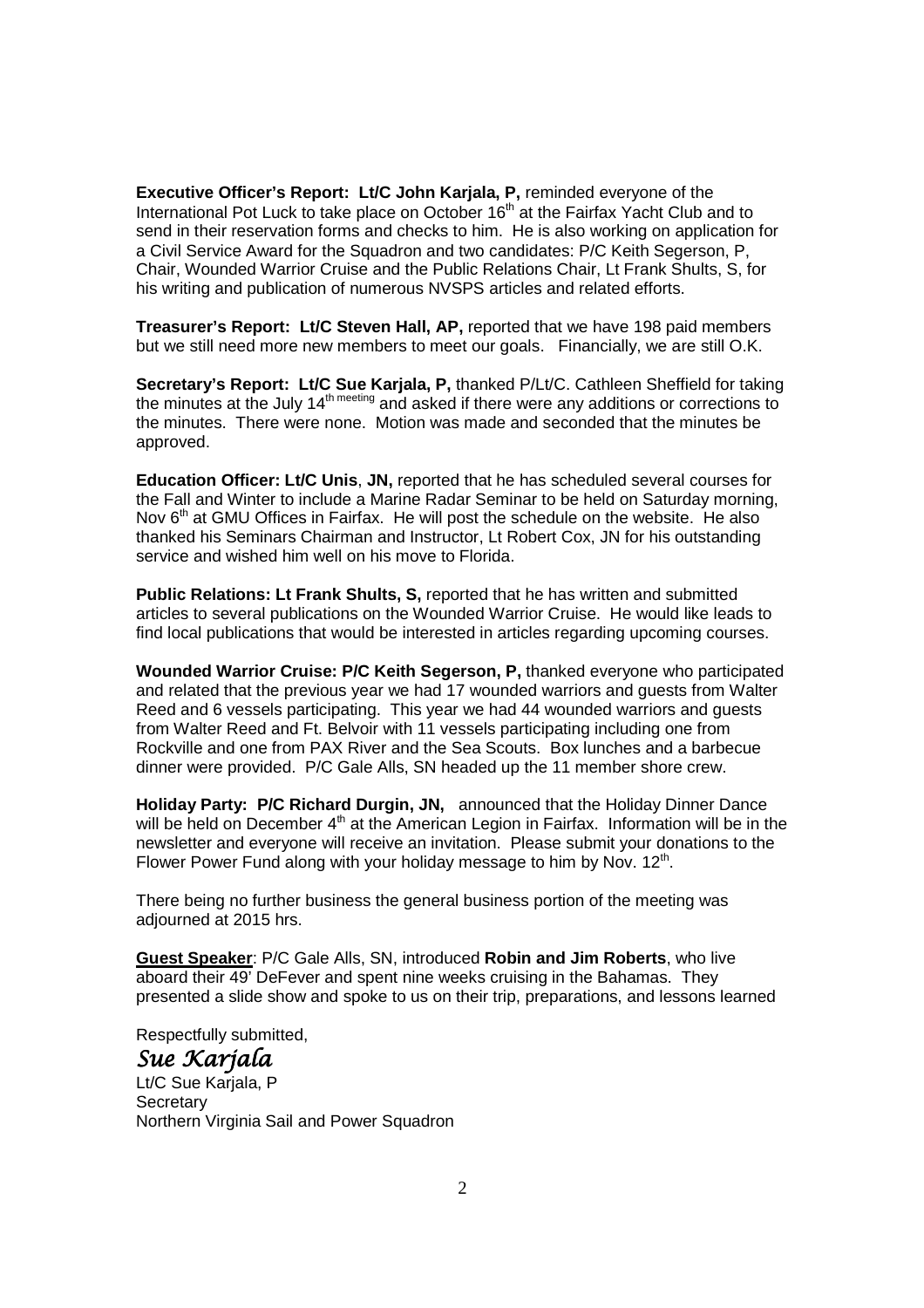**Executive Officer's Report: Lt/C John Karjala, P,** reminded everyone of the International Pot Luck to take place on October 16th at the Fairfax Yacht Club and to send in their reservation forms and checks to him. He is also working on application for a Civil Service Award for the Squadron and two candidates: P/C Keith Segerson, P, Chair, Wounded Warrior Cruise and the Public Relations Chair, Lt Frank Shults, S, for his writing and publication of numerous NVSPS articles and related efforts.

**Treasurer's Report: Lt/C Steven Hall, AP,** reported that we have 198 paid members but we still need more new members to meet our goals. Financially, we are still O.K.

**Secretary's Report: Lt/C Sue Karjala, P,** thanked P/Lt/C. Cathleen Sheffield for taking the minutes at the July 14th meeting and asked if there were any additions or corrections to the minutes. There were none. Motion was made and seconded that the minutes be approved.

**Education Officer: Lt/C Unis**, **JN,** reported that he has scheduled several courses for the Fall and Winter to include a Marine Radar Seminar to be held on Saturday morning, Nov 6th at GMU Offices in Fairfax. He will post the schedule on the website. He also thanked his Seminars Chairman and Instructor, Lt Robert Cox, JN for his outstanding service and wished him well on his move to Florida.

**Public Relations: Lt Frank Shults, S,** reported that he has written and submitted articles to several publications on the Wounded Warrior Cruise. He would like leads to find local publications that would be interested in articles regarding upcoming courses.

**Wounded Warrior Cruise: P/C Keith Segerson, P,** thanked everyone who participated and related that the previous year we had 17 wounded warriors and guests from Walter Reed and 6 vessels participating. This year we had 44 wounded warriors and guests from Walter Reed and Ft. Belvoir with 11 vessels participating including one from Rockville and one from PAX River and the Sea Scouts. Box lunches and a barbecue dinner were provided. P/C Gale Alls, SN headed up the 11 member shore crew.

**Holiday Party: P/C Richard Durgin, JN,** announced that the Holiday Dinner Dance will be held on December 4th at the American Legion in Fairfax. Information will be in the newsletter and everyone will receive an invitation. Please submit your donations to the Flower Power Fund along with your holiday message to him by Nov. 12th.

There being no further business the general business portion of the meeting was adjourned at 2015 hrs.

**Guest Speaker**: P/C Gale Alls, SN, introduced **Robin and Jim Roberts**, who live aboard their 49' DeFever and spent nine weeks cruising in the Bahamas. They presented a slide show and spoke to us on their trip, preparations, and lessons learned

Respectfully submitted,

*Sue Karjala*

Lt/C Sue Karjala, P
Secretary
Northern Virginia Sail and Power Squadron